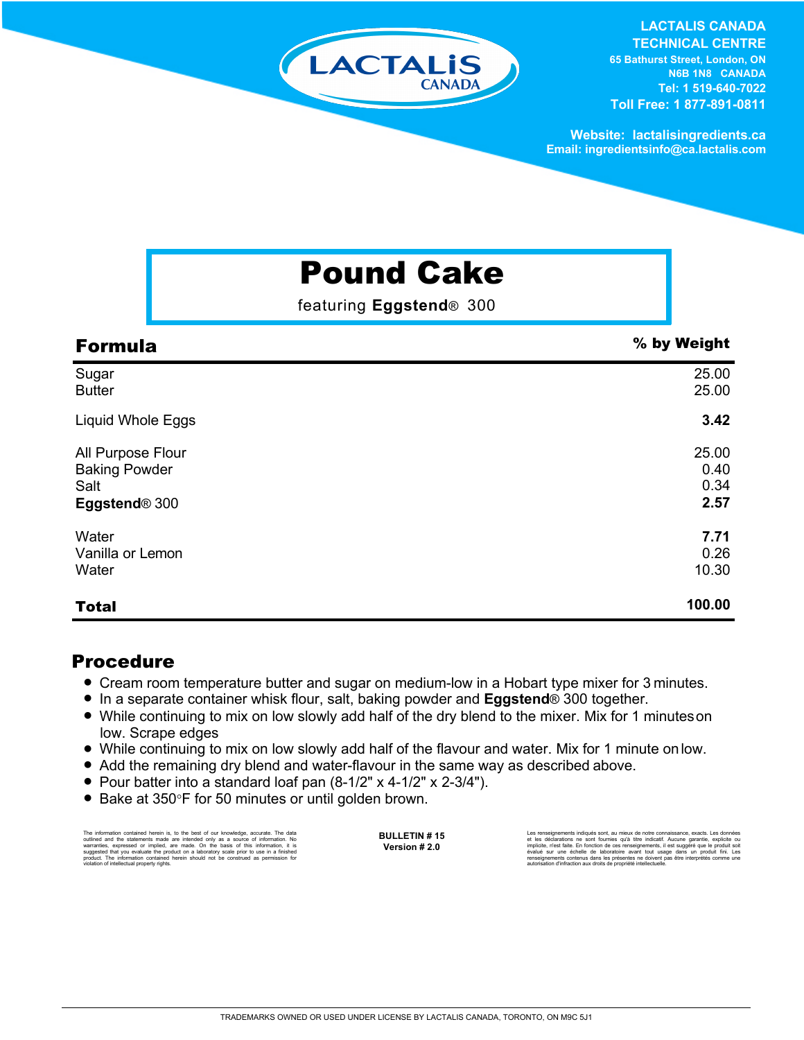LACTALIS CANADA
CANADA

**LACTALIS CANADA**
**TECHNICAL CENTRE**
65 Bathurst Street, London, ON
N6B 1N8 CANADA
Tel: 1 519-640-7022
Toll Free: 1 877-891-0811

Website: lactalisingredients.ca
Email: ingredientsinfo@ca.lactalis.com

# Pound Cake

featuring **Eggstend**® 300

| Formula | % by Weight |
|---|---|
| Sugar | 25.00 |
| Butter | 25.00 |
| Liquid Whole Eggs | **3.42** |
| All Purpose Flour | 25.00 |
| Baking Powder | 0.40 |
| Salt | 0.34 |
| **Eggstend**® 300 | **2.57** |
| Water | **7.71** |
| Vanilla or Lemon | 0.26 |
| Water | 10.30 |
| **Total** | **100.00** |

## Procedure

- Cream room temperature butter and sugar on medium-low in a Hobart type mixer for 3 minutes.
- In a separate container whisk flour, salt, baking powder and **Eggstend**® 300 together.
- While continuing to mix on low slowly add half of the dry blend to the mixer. Mix for 1 minutes on low. Scrape edges
- While continuing to mix on low slowly add half of the flavour and water. Mix for 1 minute on low.
- Add the remaining dry blend and water-flavour in the same way as described above.
- Pour batter into a standard loaf pan (8-1/2" x 4-1/2" x 2-3/4").
- Bake at 350°F for 50 minutes or until golden brown.

The information contained herein is, to the best of our knowledge, accurate. The data outlined and the statements made are intended only as a source of information. No warranties, expressed or implied, are made. On the basis of this information, it is suggested that you evaluate the product on a laboratory scale prior to use in a finished product. The information contained herein should not be construed as permission for violation of intellectual property rights.

**BULLETIN # 15**
**Version # 2.0**

Les renseignements indiqués sont, au mieux de notre connaissance, exacts. Les données et les déclarations ne sont fournies qu'à titre indicatif. Aucune garantie, explicite ou implicite, n'est faite. En fonction de ces renseignements, il est suggéré que le produit soit évalué sur une échelle de laboratoire avant tout usage dans un produit fini. Les renseignements contenus dans les présentes ne doivent pas être interprétés comme une autorisation d'infraction aux droits de propriété intellectuelle.

TRADEMARKS OWNED OR USED UNDER LICENSE BY LACTALIS CANADA, TORONTO, ON M9C 5J1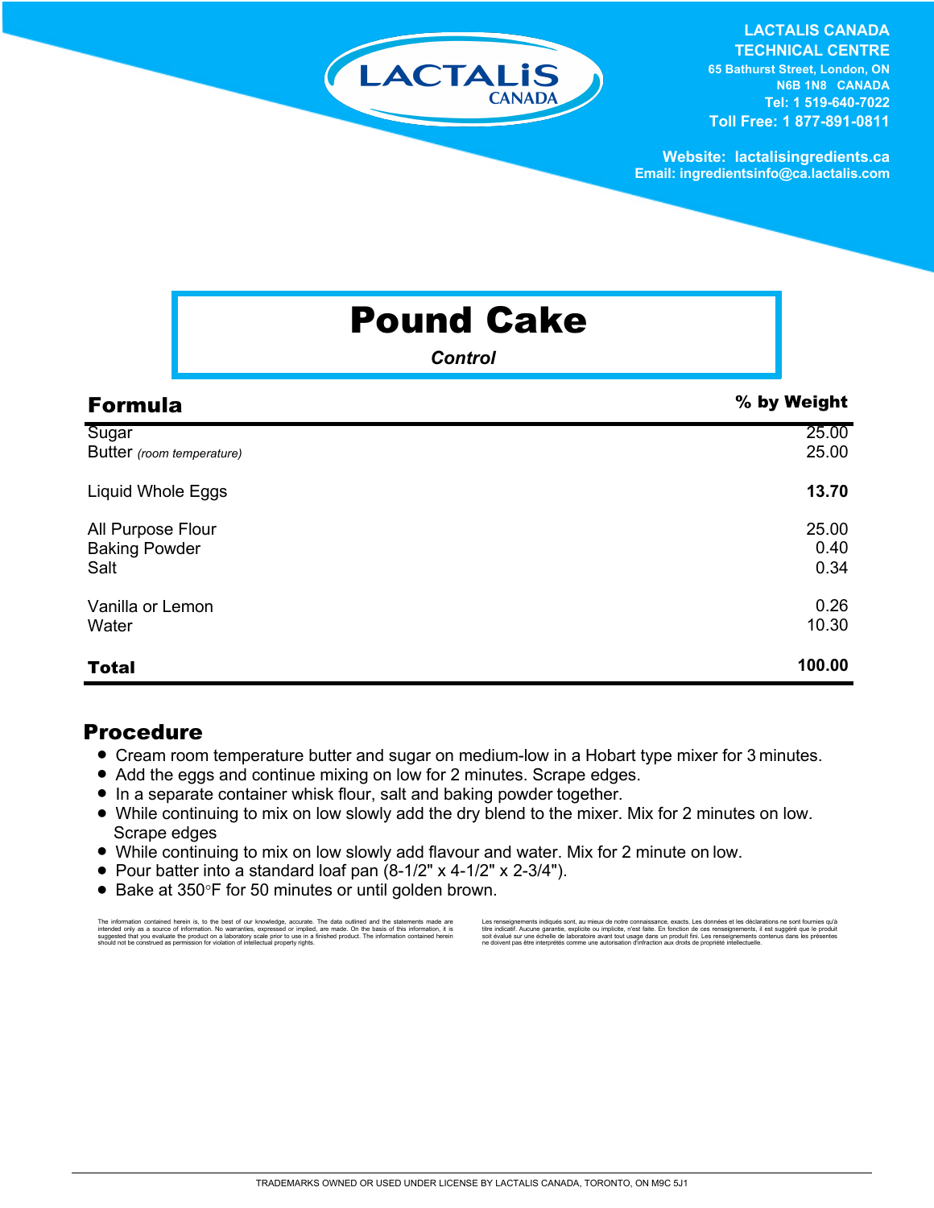LACTALIS CANADA
TECHNICAL CENTRE
65 Bathurst Street, London, ON
N6B 1N8 CANADA
Tel: 1 519-640-7022
Toll Free: 1 877-891-0811

Website: lactalisingredients.ca
Email: ingredientsinfo@ca.lactalis.com

# Pound Cake

*Control*

| Formula | % by Weight |
|---|---|
| Sugar | 25.00 |
| Butter *(room temperature)* | 25.00 |
| Liquid Whole Eggs | **13.70** |
| All Purpose Flour | 25.00 |
| Baking Powder | 0.40 |
| Salt | 0.34 |
| Vanilla or Lemon | 0.26 |
| Water | 10.30 |
| **Total** | **100.00** |

## Procedure

- Cream room temperature butter and sugar on medium-low in a Hobart type mixer for 3 minutes.
- Add the eggs and continue mixing on low for 2 minutes. Scrape edges.
- In a separate container whisk flour, salt and baking powder together.
- While continuing to mix on low slowly add the dry blend to the mixer. Mix for 2 minutes on low. Scrape edges
- While continuing to mix on low slowly add flavour and water. Mix for 2 minute on low.
- Pour batter into a standard loaf pan (8-1/2" x 4-1/2" x 2-3/4").
- Bake at 350°F for 50 minutes or until golden brown.

The information contained herein is, to the best of our knowledge, accurate. The data outlined and the statements made are intended only as a source of information. No warranties, expressed or implied, are made. On the basis of this information, it is suggested that you evaluate the product on a laboratory scale prior to use in a finished product. The information contained herein should not be construed as permission for violation of intellectual property rights.

Les renseignements indiqués sont, au mieux de notre connaissance, exacts. Les données et les déclarations ne sont fournies qu'à titre indicatif. Aucune garantie, explicite ou implicite, n'est faite. En fonction de ces renseignements, il est suggéré que le produit soit évalué sur une échelle de laboratoire avant tout usage dans un produit fini. Les renseignements contenus dans les présentes ne doivent pas être interprétés comme une autorisation d'infraction aux droits de propriété intellectuelle.

TRADEMARKS OWNED OR USED UNDER LICENSE BY LACTALIS CANADA, TORONTO, ON M9C 5J1